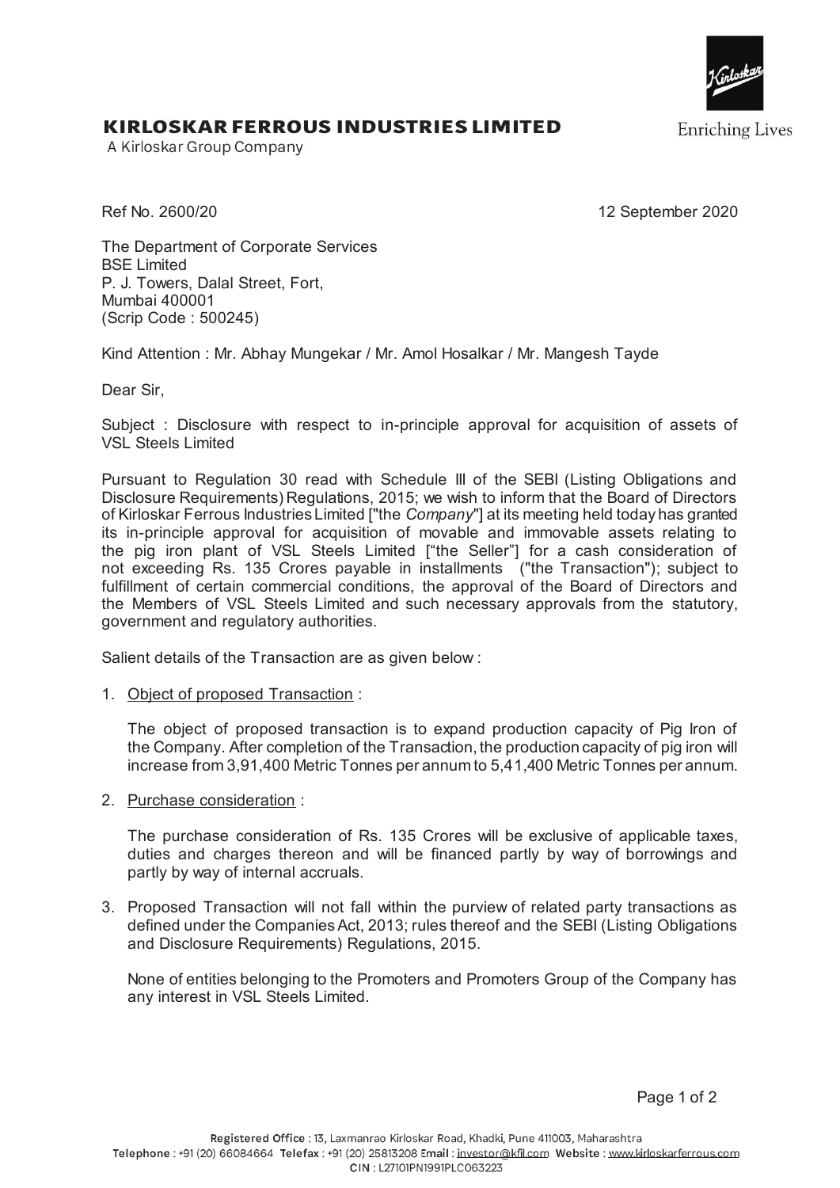# KIRLOSKAR FERROUS INDUSTRIES LIMITED

A Kirloskar Group Company

Enriching Lives

Ref No. 2600/20

12 September 2020

The Department of Corporate Services
BSE Limited
P. J. Towers, Dalal Street, Fort,
Mumbai 400001
(Scrip Code : 500245)

Kind Attention : Mr. Abhay Mungekar / Mr. Amol Hosalkar / Mr. Mangesh Tayde

Dear Sir,

Subject : Disclosure with respect to in-principle approval for acquisition of assets of VSL Steels Limited

Pursuant to Regulation 30 read with Schedule III of the SEBI (Listing Obligations and Disclosure Requirements) Regulations, 2015; we wish to inform that the Board of Directors of Kirloskar Ferrous Industries Limited ["the *Company*"] at its meeting held today has granted its in-principle approval for acquisition of movable and immovable assets relating to the pig iron plant of VSL Steels Limited ["the Seller"] for a cash consideration of not exceeding Rs. 135 Crores payable in installments ("the Transaction"); subject to fulfillment of certain commercial conditions, the approval of the Board of Directors and the Members of VSL Steels Limited and such necessary approvals from the statutory, government and regulatory authorities.

Salient details of the Transaction are as given below :

1. Object of proposed Transaction :

   The object of proposed transaction is to expand production capacity of Pig Iron of the Company. After completion of the Transaction, the production capacity of pig iron will increase from 3,91,400 Metric Tonnes per annum to 5,41,400 Metric Tonnes per annum.

2. Purchase consideration :

   The purchase consideration of Rs. 135 Crores will be exclusive of applicable taxes, duties and charges thereon and will be financed partly by way of borrowings and partly by way of internal accruals.

3. Proposed Transaction will not fall within the purview of related party transactions as defined under the Companies Act, 2013; rules thereof and the SEBI (Listing Obligations and Disclosure Requirements) Regulations, 2015.

   None of entities belonging to the Promoters and Promoters Group of the Company has any interest in VSL Steels Limited.

**Registered Office** : 13, Laxmanrao Kirloskar Road, Khadki, Pune 411003, Maharashtra
**Telephone** : +91 (20) 66084664 **Telefax** : +91 (20) 25813208 **Email** : investor@kfil.com **Website** : www.kirloskarferrous.com
**CIN** : L27101PN1991PLC063223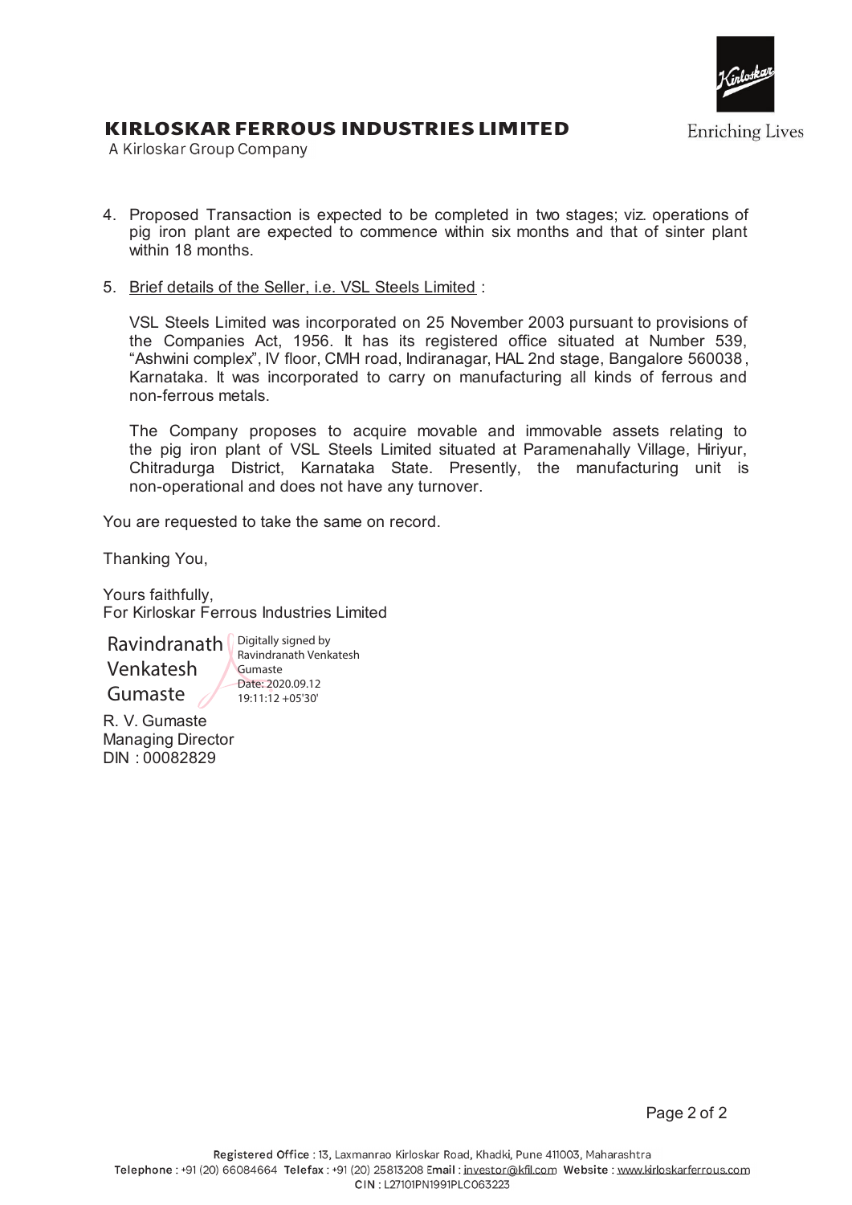**KIRLOSKAR FERROUS INDUSTRIES LIMITED**
A Kirloskar Group Company

Enriching Lives

4. Proposed Transaction is expected to be completed in two stages; viz. operations of pig iron plant are expected to commence within six months and that of sinter plant within 18 months.

5. Brief details of the Seller, i.e. VSL Steels Limited :

   VSL Steels Limited was incorporated on 25 November 2003 pursuant to provisions of the Companies Act, 1956. It has its registered office situated at Number 539, "Ashwini complex", IV floor, CMH road, Indiranagar, HAL 2nd stage, Bangalore 560038, Karnataka. It was incorporated to carry on manufacturing all kinds of ferrous and non-ferrous metals.

   The Company proposes to acquire movable and immovable assets relating to the pig iron plant of VSL Steels Limited situated at Paramenahally Village, Hiriyur, Chitradurga District, Karnataka State. Presently, the manufacturing unit is non-operational and does not have any turnover.

You are requested to take the same on record.

Thanking You,

Yours faithfully,
For Kirloskar Ferrous Industries Limited

Ravindranath Venkatesh Gumaste

Digitally signed by Ravindranath Venkatesh Gumaste
Date: 2020.09.12 19:11:12 +05'30'

R. V. Gumaste
Managing Director
DIN : 00082829

**Registered Office** : 13, Laxmanrao Kirloskar Road, Khadki, Pune 411003, Maharashtra
**Telephone** : +91 (20) 66084664 **Telefax** : +91 (20) 25813208 **Email** : investor@kfil.com **Website** : www.kirloskarferrous.com
**CIN** : L27101PN1991PLC063223